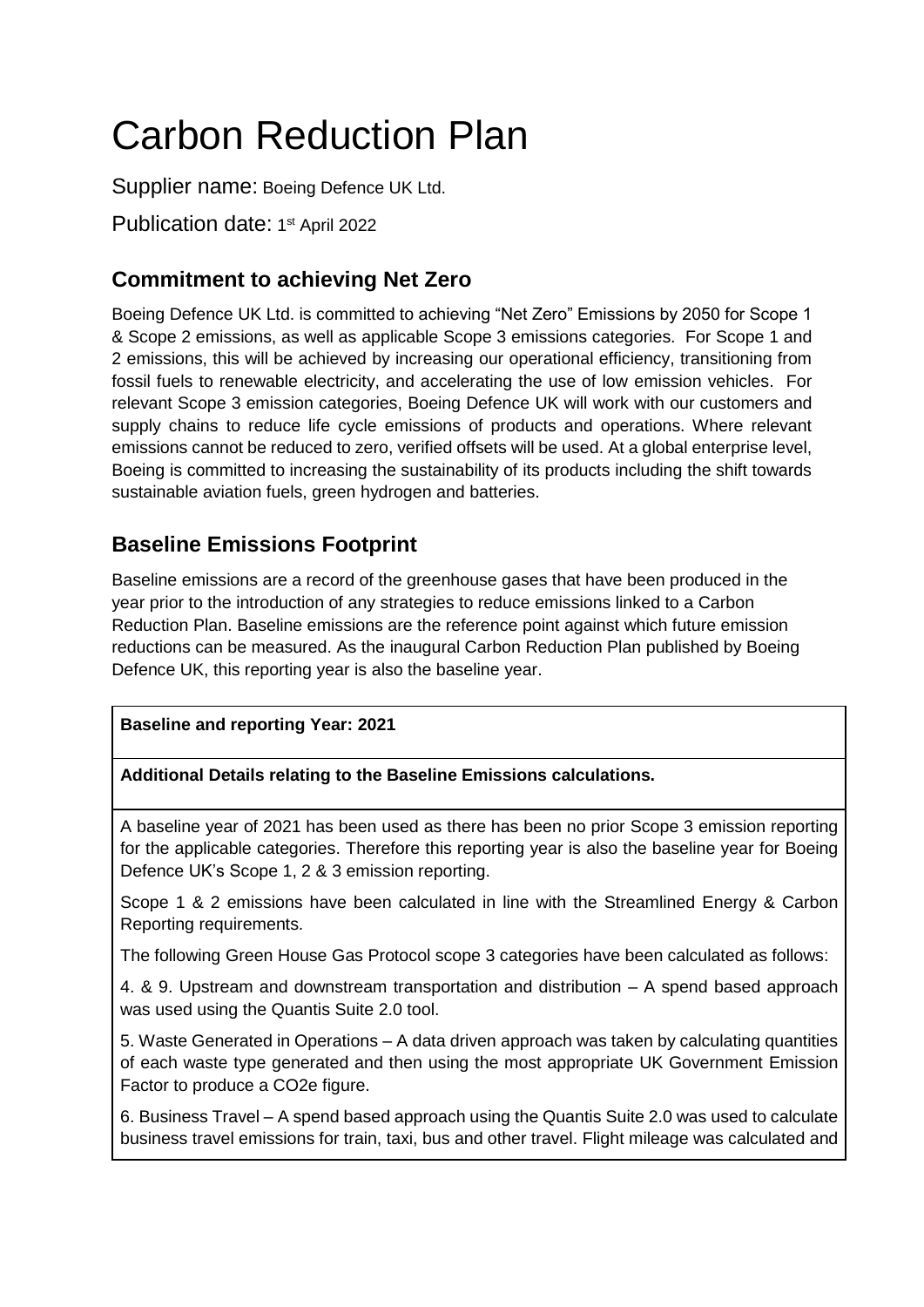# Carbon Reduction Plan

Supplier name: Boeing Defence UK Ltd.

Publication date: 1st April 2022

## Commitment to achieving Net Zero

Boeing Defence UK Ltd. is committed to achieving "Net Zero" Emissions by 2050 for Scope 1 & Scope 2 emissions, as well as applicable Scope 3 emissions categories. For Scope 1 and 2 emissions, this will be achieved by increasing our operational efficiency, transitioning from fossil fuels to renewable electricity, and accelerating the use of low emission vehicles. For relevant Scope 3 emission categories, Boeing Defence UK will work with our customers and supply chains to reduce life cycle emissions of products and operations. Where relevant emissions cannot be reduced to zero, verified offsets will be used. At a global enterprise level, Boeing is committed to increasing the sustainability of its products including the shift towards sustainable aviation fuels, green hydrogen and batteries.

## Baseline Emissions Footprint

Baseline emissions are a record of the greenhouse gases that have been produced in the year prior to the introduction of any strategies to reduce emissions linked to a Carbon Reduction Plan. Baseline emissions are the reference point against which future emission reductions can be measured. As the inaugural Carbon Reduction Plan published by Boeing Defence UK, this reporting year is also the baseline year.

| **Baseline and reporting Year: 2021** |
|---|
| **Additional Details relating to the Baseline Emissions calculations.** |
| A baseline year of 2021 has been used as there has been no prior Scope 3 emission reporting for the applicable categories. Therefore this reporting year is also the baseline year for Boeing Defence UK's Scope 1, 2 & 3 emission reporting.<br><br>Scope 1 & 2 emissions have been calculated in line with the Streamlined Energy & Carbon Reporting requirements.<br><br>The following Green House Gas Protocol scope 3 categories have been calculated as follows:<br><br>4. & 9. Upstream and downstream transportation and distribution – A spend based approach was used using the Quantis Suite 2.0 tool.<br><br>5. Waste Generated in Operations – A data driven approach was taken by calculating quantities of each waste type generated and then using the most appropriate UK Government Emission Factor to produce a CO2e figure.<br><br>6. Business Travel – A spend based approach using the Quantis Suite 2.0 was used to calculate business travel emissions for train, taxi, bus and other travel. Flight mileage was calculated and |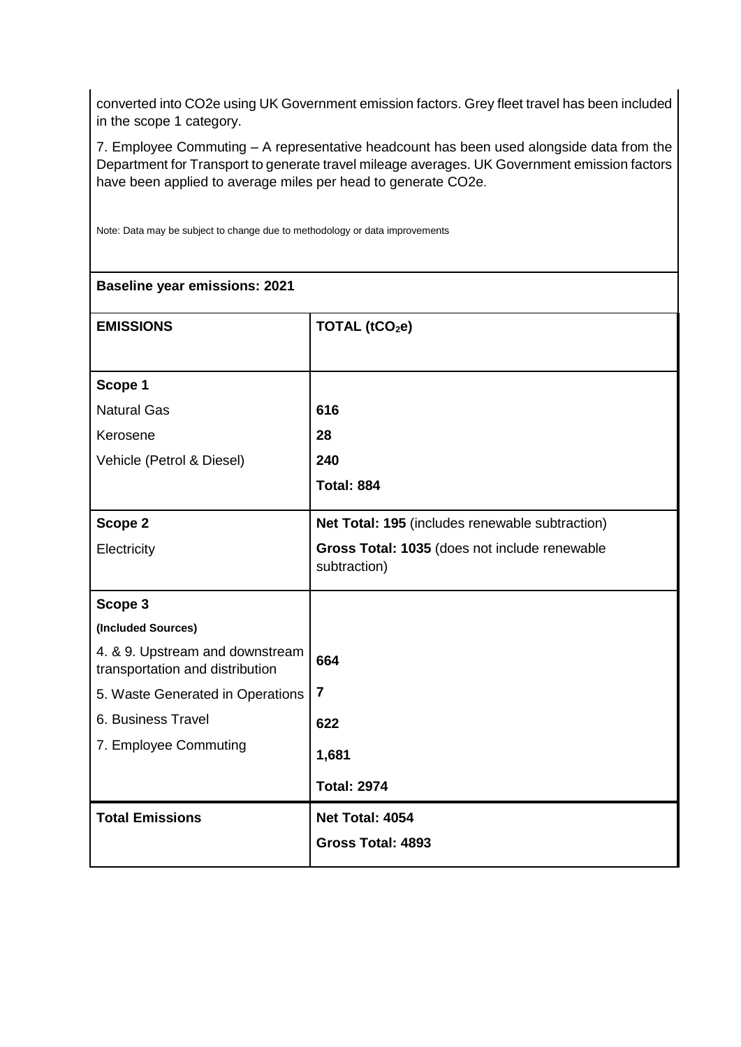converted into $CO_2e$ using UK Government emission factors. Grey fleet travel has been included in the scope 1 category.

7. Employee Commuting – A representative headcount has been used alongside data from the Department for Transport to generate travel mileage averages. UK Government emission factors have been applied to average miles per head to generate $CO_2e$.

Note: Data may be subject to change due to methodology or data improvements

**Baseline year emissions: 2021**

| **EMISSIONS** | **TOTAL ($tCO_2e$)** |
|---|---|
| **Scope 1** | |
| Natural Gas | **616** |
| Kerosene | **28** |
| Vehicle (Petrol & Diesel) | **240** |
| | **Total: 884** |
| **Scope 2** | **Net Total: 195** (includes renewable subtraction) |
| Electricity | **Gross Total: 1035** (does not include renewable subtraction) |
| **Scope 3** | |
| **(Included Sources)** | |
| 4. & 9. Upstream and downstream transportation and distribution | **664** |
| 5. Waste Generated in Operations | **7** |
| 6. Business Travel | **622** |
| 7. Employee Commuting | **1,681** |
| | **Total: 2974** |
| **Total Emissions** | **Net Total: 4054** |
| | **Gross Total: 4893** |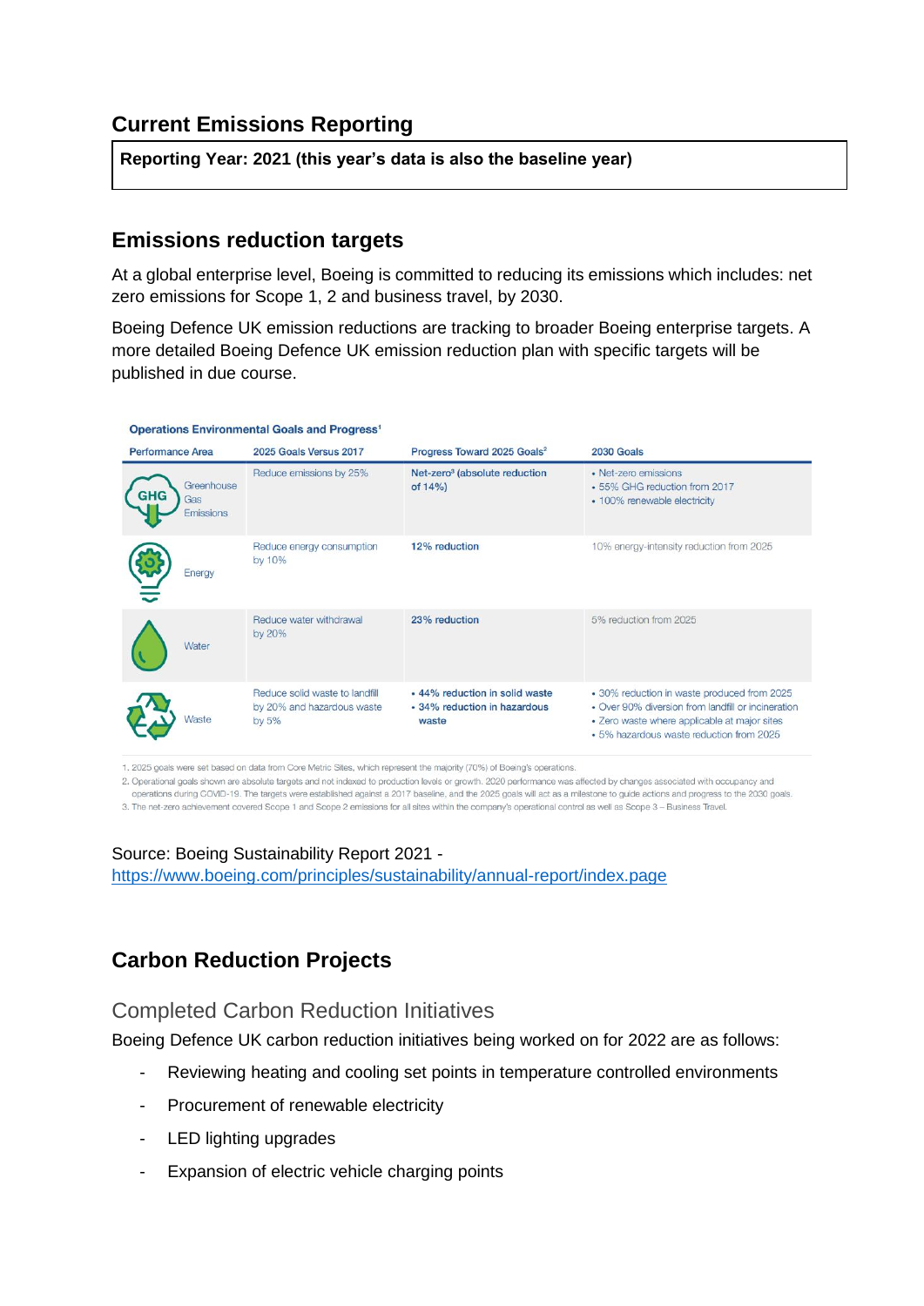## Current Emissions Reporting

**Reporting Year: 2021 (this year's data is also the baseline year)**

## Emissions reduction targets

At a global enterprise level, Boeing is committed to reducing its emissions which includes: net zero emissions for Scope 1, 2 and business travel, by 2030.

Boeing Defence UK emission reductions are tracking to broader Boeing enterprise targets. A more detailed Boeing Defence UK emission reduction plan with specific targets will be published in due course.

**Operations Environmental Goals and Progress**[1]

| Performance Area | 2025 Goals Versus 2017 | Progress Toward 2025 Goals[2] | 2030 Goals |
|---|---|---|---|
| Greenhouse Gas Emissions | Reduce emissions by 25% | Net-zero[3] (absolute reduction of 14%) | • Net-zero emissions<br>• 55% GHG reduction from 2017<br>• 100% renewable electricity |
| Energy | Reduce energy consumption by 10% | 12% reduction | 10% energy-intensity reduction from 2025 |
| Water | Reduce water withdrawal by 20% | 23% reduction | 5% reduction from 2025 |
| Waste | Reduce solid waste to landfill by 20% and hazardous waste by 5% | • 44% reduction in solid waste<br>• 34% reduction in hazardous waste | • 30% reduction in waste produced from 2025<br>• Over 90% diversion from landfill or incineration<br>• Zero waste where applicable at major sites<br>• 5% hazardous waste reduction from 2025 |

1. 2025 goals were set based on data from Core Metric Sites, which represent the majority (70%) of Boeing's operations.
2. Operational goals shown are absolute targets and not indexed to production levels or growth. 2020 performance was affected by changes associated with occupancy and operations during COVID-19. The targets were established against a 2017 baseline, and the 2025 goals will act as a milestone to guide actions and progress to the 2030 goals.
3. The net-zero achievement covered Scope 1 and Scope 2 emissions for all sites within the company's operational control as well as Scope 3 – Business Travel.

Source: Boeing Sustainability Report 2021 - [https://www.boeing.com/principles/sustainability/annual-report/index.page](https://www.boeing.com/principles/sustainability/annual-report/index.page)

## Carbon Reduction Projects

### Completed Carbon Reduction Initiatives

Boeing Defence UK carbon reduction initiatives being worked on for 2022 are as follows:

- Reviewing heating and cooling set points in temperature controlled environments
- Procurement of renewable electricity
- LED lighting upgrades
- Expansion of electric vehicle charging points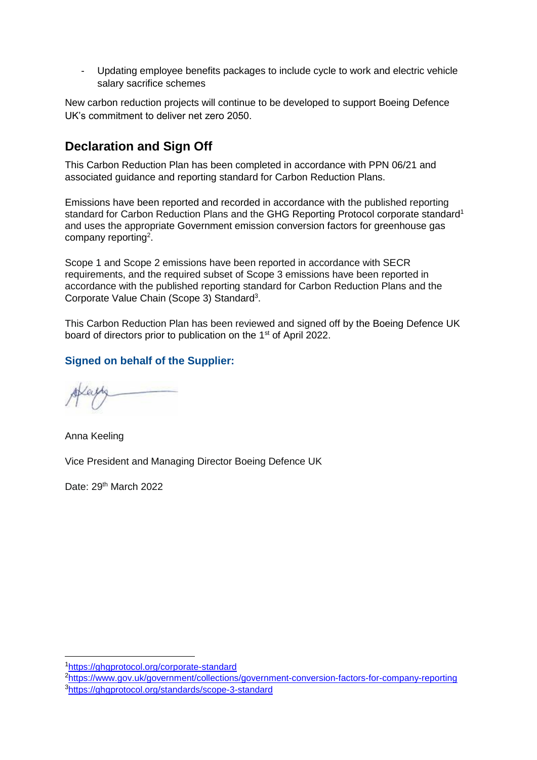- Updating employee benefits packages to include cycle to work and electric vehicle salary sacrifice schemes

New carbon reduction projects will continue to be developed to support Boeing Defence UK's commitment to deliver net zero 2050.

## Declaration and Sign Off

This Carbon Reduction Plan has been completed in accordance with PPN 06/21 and associated guidance and reporting standard for Carbon Reduction Plans.

Emissions have been reported and recorded in accordance with the published reporting standard for Carbon Reduction Plans and the GHG Reporting Protocol corporate standard[1] and uses the appropriate Government emission conversion factors for greenhouse gas company reporting[2].

Scope 1 and Scope 2 emissions have been reported in accordance with SECR requirements, and the required subset of Scope 3 emissions have been reported in accordance with the published reporting standard for Carbon Reduction Plans and the Corporate Value Chain (Scope 3) Standard[3].

This Carbon Reduction Plan has been reviewed and signed off by the Boeing Defence UK board of directors prior to publication on the 1st of April 2022.

### Signed on behalf of the Supplier:

Anna Keeling

Vice President and Managing Director Boeing Defence UK

Date: 29th March 2022

---

[1] https://ghgprotocol.org/corporate-standard

[2] https://www.gov.uk/government/collections/government-conversion-factors-for-company-reporting

[3] https://ghgprotocol.org/standards/scope-3-standard